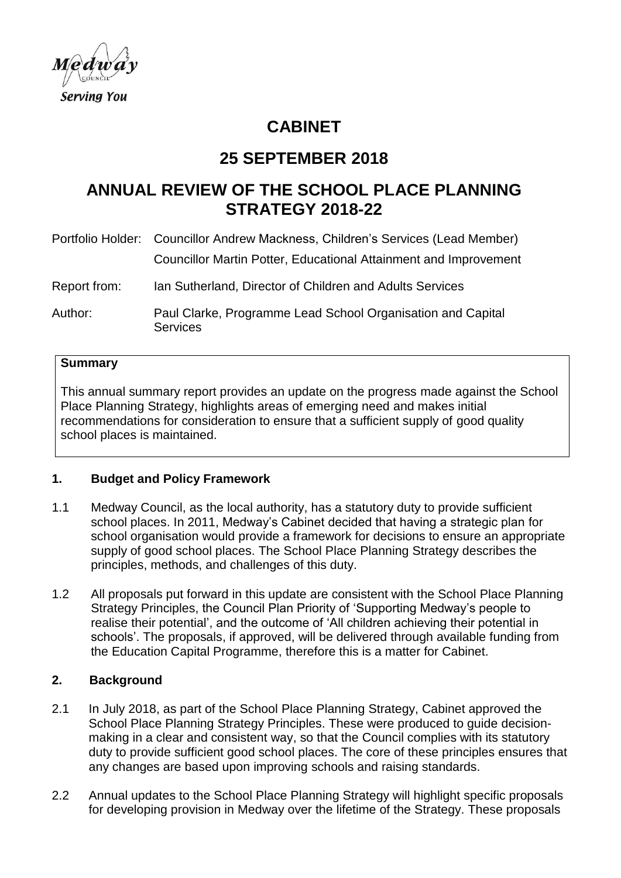Medway Council
Serving You

# CABINET

## 25 SEPTEMBER 2018

## ANNUAL REVIEW OF THE SCHOOL PLACE PLANNING STRATEGY 2018-22

Portfolio Holder: Councillor Andrew Mackness, Children's Services (Lead Member)
Councillor Martin Potter, Educational Attainment and Improvement

Report from: Ian Sutherland, Director of Children and Adults Services

Author: Paul Clarke, Programme Lead School Organisation and Capital Services

**Summary**

This annual summary report provides an update on the progress made against the School Place Planning Strategy, highlights areas of emerging need and makes initial recommendations for consideration to ensure that a sufficient supply of good quality school places is maintained.

### 1. Budget and Policy Framework

1.1 Medway Council, as the local authority, has a statutory duty to provide sufficient school places. In 2011, Medway's Cabinet decided that having a strategic plan for school organisation would provide a framework for decisions to ensure an appropriate supply of good school places. The School Place Planning Strategy describes the principles, methods, and challenges of this duty.

1.2 All proposals put forward in this update are consistent with the School Place Planning Strategy Principles, the Council Plan Priority of 'Supporting Medway's people to realise their potential', and the outcome of 'All children achieving their potential in schools'. The proposals, if approved, will be delivered through available funding from the Education Capital Programme, therefore this is a matter for Cabinet.

### 2. Background

2.1 In July 2018, as part of the School Place Planning Strategy, Cabinet approved the School Place Planning Strategy Principles. These were produced to guide decision-making in a clear and consistent way, so that the Council complies with its statutory duty to provide sufficient good school places. The core of these principles ensures that any changes are based upon improving schools and raising standards.

2.2 Annual updates to the School Place Planning Strategy will highlight specific proposals for developing provision in Medway over the lifetime of the Strategy. These proposals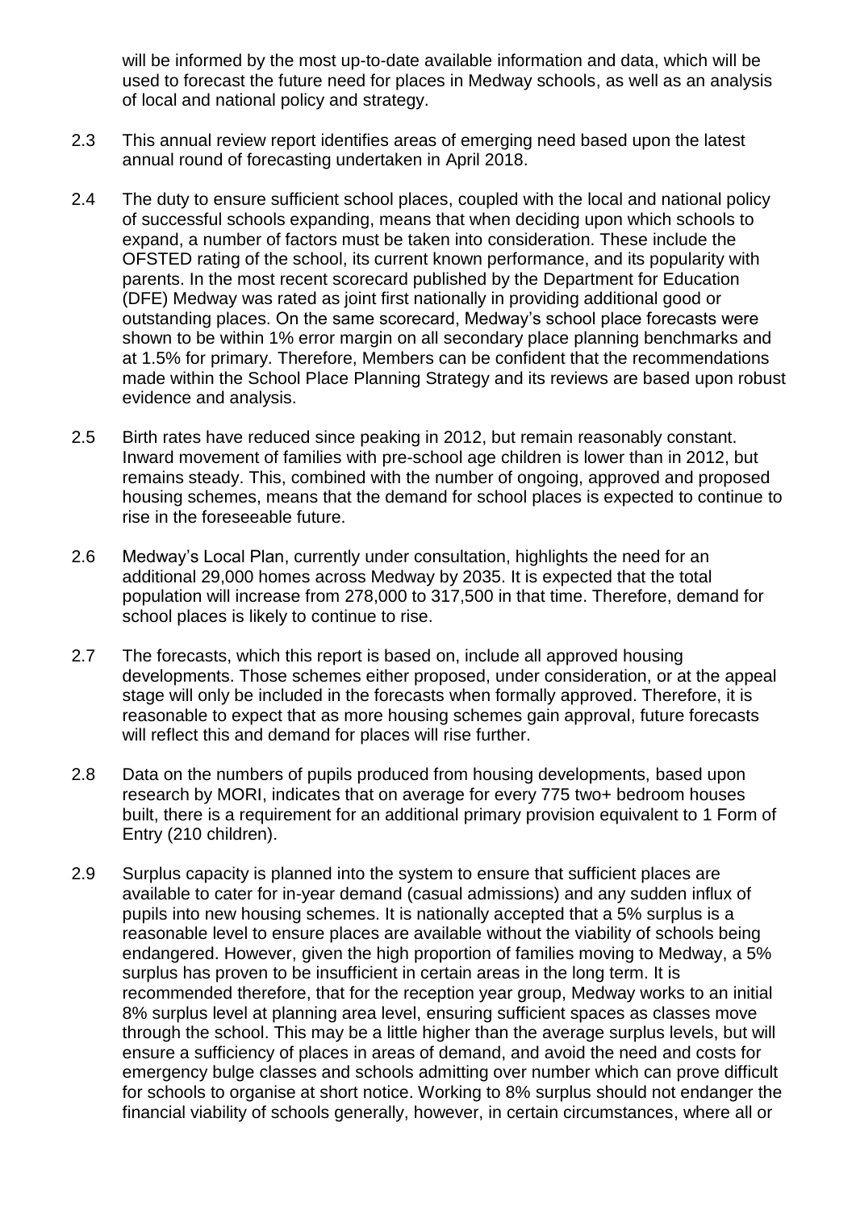will be informed by the most up-to-date available information and data, which will be used to forecast the future need for places in Medway schools, as well as an analysis of local and national policy and strategy.

2.3 This annual review report identifies areas of emerging need based upon the latest annual round of forecasting undertaken in April 2018.

2.4 The duty to ensure sufficient school places, coupled with the local and national policy of successful schools expanding, means that when deciding upon which schools to expand, a number of factors must be taken into consideration. These include the OFSTED rating of the school, its current known performance, and its popularity with parents. In the most recent scorecard published by the Department for Education (DFE) Medway was rated as joint first nationally in providing additional good or outstanding places. On the same scorecard, Medway's school place forecasts were shown to be within 1% error margin on all secondary place planning benchmarks and at 1.5% for primary. Therefore, Members can be confident that the recommendations made within the School Place Planning Strategy and its reviews are based upon robust evidence and analysis.

2.5 Birth rates have reduced since peaking in 2012, but remain reasonably constant. Inward movement of families with pre-school age children is lower than in 2012, but remains steady. This, combined with the number of ongoing, approved and proposed housing schemes, means that the demand for school places is expected to continue to rise in the foreseeable future.

2.6 Medway's Local Plan, currently under consultation, highlights the need for an additional 29,000 homes across Medway by 2035. It is expected that the total population will increase from 278,000 to 317,500 in that time. Therefore, demand for school places is likely to continue to rise.

2.7 The forecasts, which this report is based on, include all approved housing developments. Those schemes either proposed, under consideration, or at the appeal stage will only be included in the forecasts when formally approved. Therefore, it is reasonable to expect that as more housing schemes gain approval, future forecasts will reflect this and demand for places will rise further.

2.8 Data on the numbers of pupils produced from housing developments, based upon research by MORI, indicates that on average for every 775 two+ bedroom houses built, there is a requirement for an additional primary provision equivalent to 1 Form of Entry (210 children).

2.9 Surplus capacity is planned into the system to ensure that sufficient places are available to cater for in-year demand (casual admissions) and any sudden influx of pupils into new housing schemes. It is nationally accepted that a 5% surplus is a reasonable level to ensure places are available without the viability of schools being endangered. However, given the high proportion of families moving to Medway, a 5% surplus has proven to be insufficient in certain areas in the long term. It is recommended therefore, that for the reception year group, Medway works to an initial 8% surplus level at planning area level, ensuring sufficient spaces as classes move through the school. This may be a little higher than the average surplus levels, but will ensure a sufficiency of places in areas of demand, and avoid the need and costs for emergency bulge classes and schools admitting over number which can prove difficult for schools to organise at short notice. Working to 8% surplus should not endanger the financial viability of schools generally, however, in certain circumstances, where all or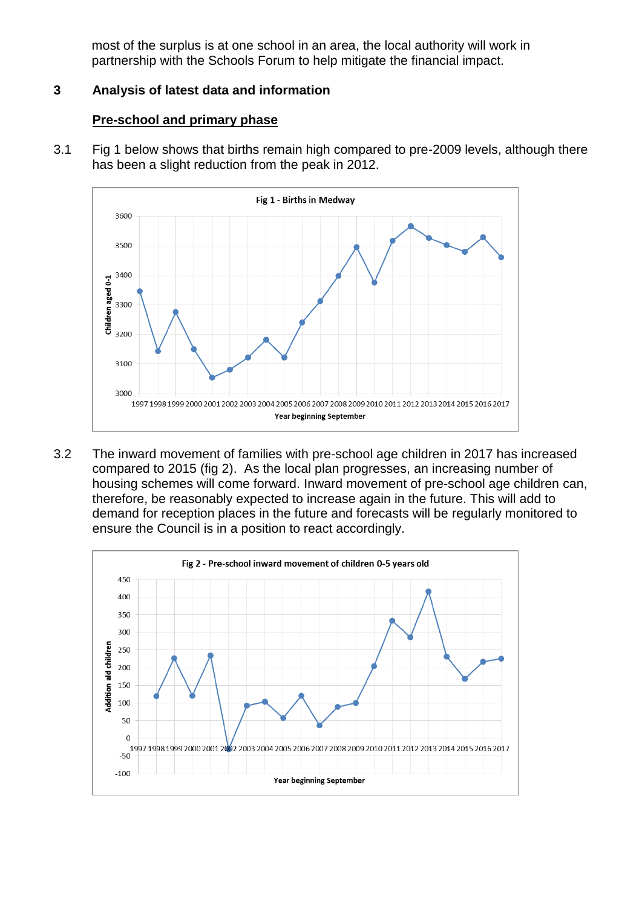most of the surplus is at one school in an area, the local authority will work in partnership with the Schools Forum to help mitigate the financial impact.

## 3 Analysis of latest data and information

### Pre-school and primary phase

3.1 Fig 1 below shows that births remain high compared to pre-2009 levels, although there has been a slight reduction from the peak in 2012.

Fig 1 - Births in Medway

3.2 The inward movement of families with pre-school age children in 2017 has increased compared to 2015 (fig 2). As the local plan progresses, an increasing number of housing schemes will come forward. Inward movement of pre-school age children can, therefore, be reasonably expected to increase again in the future. This will add to demand for reception places in the future and forecasts will be regularly monitored to ensure the Council is in a position to react accordingly.

Fig 2 - Pre-school inward movement of children 0-5 years old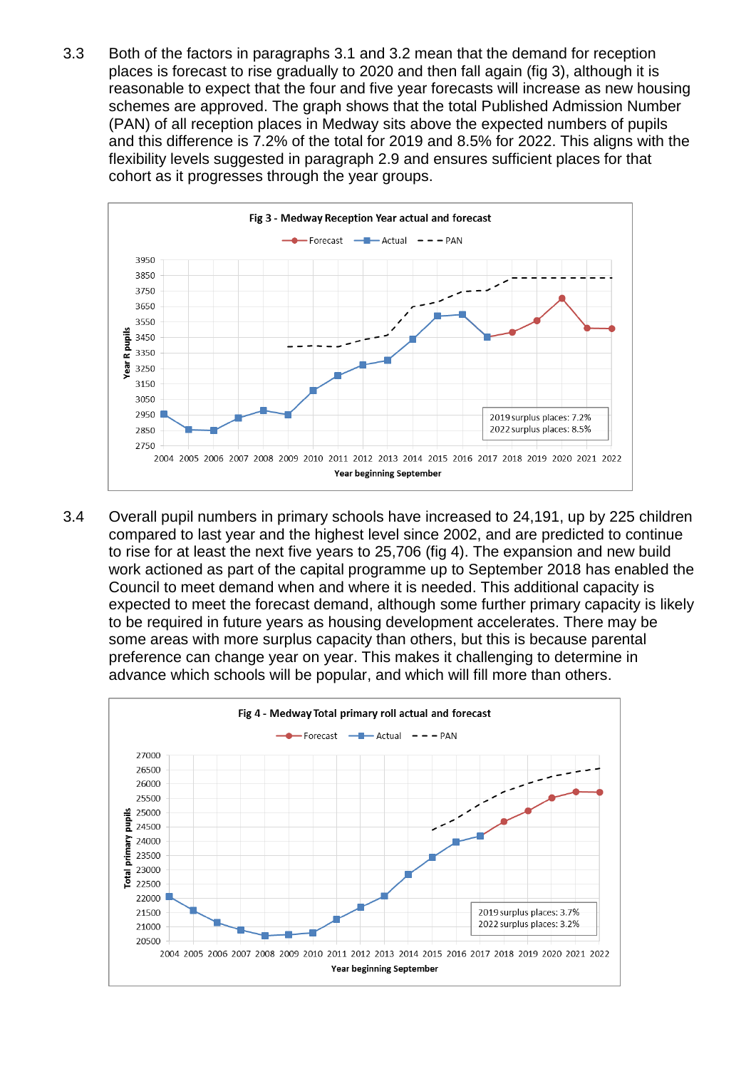3.3 Both of the factors in paragraphs 3.1 and 3.2 mean that the demand for reception places is forecast to rise gradually to 2020 and then fall again (fig 3), although it is reasonable to expect that the four and five year forecasts will increase as new housing schemes are approved. The graph shows that the total Published Admission Number (PAN) of all reception places in Medway sits above the expected numbers of pupils and this difference is 7.2% of the total for 2019 and 8.5% for 2022. This aligns with the flexibility levels suggested in paragraph 2.9 and ensures sufficient places for that cohort as it progresses through the year groups.

**Fig 3 - Medway Reception Year actual and forecast**

Legend: Forecast, Actual, PAN

Y-axis: Year R pupils (2750–3950); X-axis: Year beginning September (2004–2022)

2019 surplus places: 7.2%
2022 surplus places: 8.5%

3.4 Overall pupil numbers in primary schools have increased to 24,191, up by 225 children compared to last year and the highest level since 2002, and are predicted to continue to rise for at least the next five years to 25,706 (fig 4). The expansion and new build work actioned as part of the capital programme up to September 2018 has enabled the Council to meet demand when and where it is needed. This additional capacity is expected to meet the forecast demand, although some further primary capacity is likely to be required in future years as housing development accelerates. There may be some areas with more surplus capacity than others, but this is because parental preference can change year on year. This makes it challenging to determine in advance which schools will be popular, and which will fill more than others.

**Fig 4 - Medway Total primary roll actual and forecast**

Legend: Forecast, Actual, PAN

Y-axis: Total primary pupils (20500–27000); X-axis: Year beginning September (2004–2022)

2019 surplus places: 3.7%
2022 surplus places: 3.2%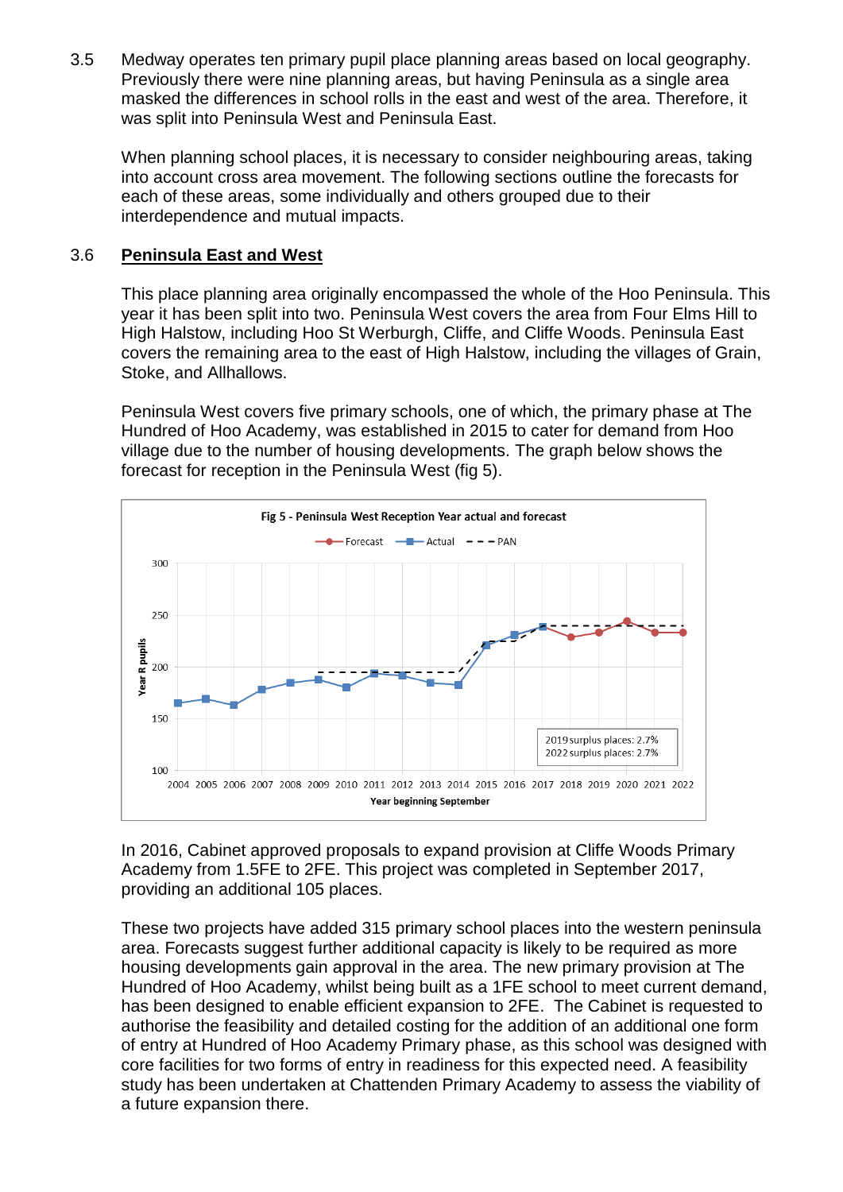3.5 Medway operates ten primary pupil place planning areas based on local geography. Previously there were nine planning areas, but having Peninsula as a single area masked the differences in school rolls in the east and west of the area. Therefore, it was split into Peninsula West and Peninsula East.

When planning school places, it is necessary to consider neighbouring areas, taking into account cross area movement. The following sections outline the forecasts for each of these areas, some individually and others grouped due to their interdependence and mutual impacts.

3.6 **Peninsula East and West**

This place planning area originally encompassed the whole of the Hoo Peninsula. This year it has been split into two. Peninsula West covers the area from Four Elms Hill to High Halstow, including Hoo St Werburgh, Cliffe, and Cliffe Woods. Peninsula East covers the remaining area to the east of High Halstow, including the villages of Grain, Stoke, and Allhallows.

Peninsula West covers five primary schools, one of which, the primary phase at The Hundred of Hoo Academy, was established in 2015 to cater for demand from Hoo village due to the number of housing developments. The graph below shows the forecast for reception in the Peninsula West (fig 5).

**Fig 5 - Peninsula West Reception Year actual and forecast**

Legend: Forecast, Actual, PAN

Y-axis: Year R pupils (100–300); X-axis: Year beginning September (2004–2022)

2019 surplus places: 2.7%
2022 surplus places: 2.7%

In 2016, Cabinet approved proposals to expand provision at Cliffe Woods Primary Academy from 1.5FE to 2FE. This project was completed in September 2017, providing an additional 105 places.

These two projects have added 315 primary school places into the western peninsula area. Forecasts suggest further additional capacity is likely to be required as more housing developments gain approval in the area. The new primary provision at The Hundred of Hoo Academy, whilst being built as a 1FE school to meet current demand, has been designed to enable efficient expansion to 2FE. The Cabinet is requested to authorise the feasibility and detailed costing for the addition of an additional one form of entry at Hundred of Hoo Academy Primary phase, as this school was designed with core facilities for two forms of entry in readiness for this expected need. A feasibility study has been undertaken at Chattenden Primary Academy to assess the viability of a future expansion there.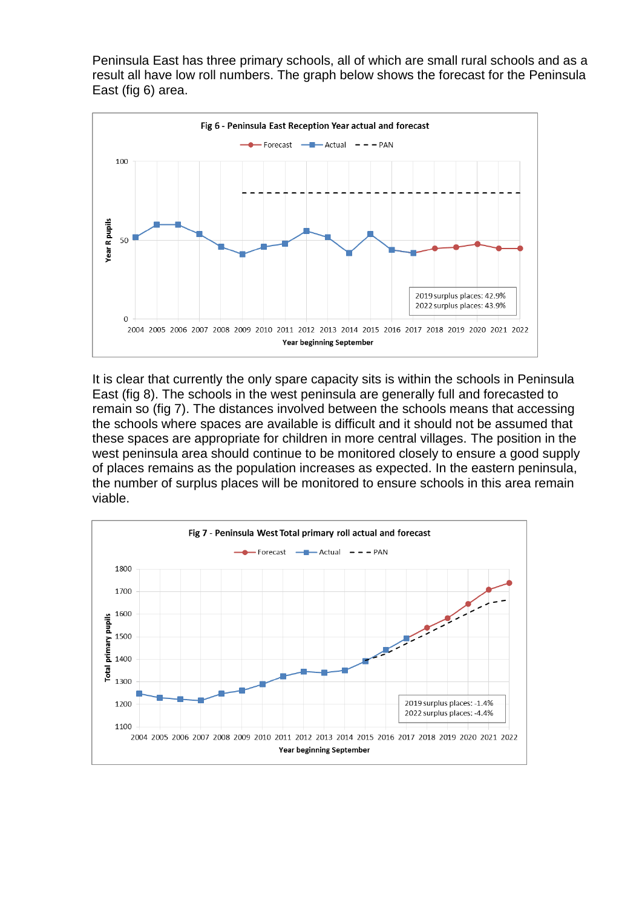Peninsula East has three primary schools, all of which are small rural schools and as a result all have low roll numbers. The graph below shows the forecast for the Peninsula East (fig 6) area.

Fig 6 - Peninsula East Reception Year actual and forecast

2019 surplus places: 42.9%
2022 surplus places: 43.9%

It is clear that currently the only spare capacity sits is within the schools in Peninsula East (fig 8). The schools in the west peninsula are generally full and forecasted to remain so (fig 7). The distances involved between the schools means that accessing the schools where spaces are available is difficult and it should not be assumed that these spaces are appropriate for children in more central villages. The position in the west peninsula area should continue to be monitored closely to ensure a good supply of places remains as the population increases as expected. In the eastern peninsula, the number of surplus places will be monitored to ensure schools in this area remain viable.

Fig 7 - Peninsula West Total primary roll actual and forecast

2019 surplus places: -1.4%
2022 surplus places: -4.4%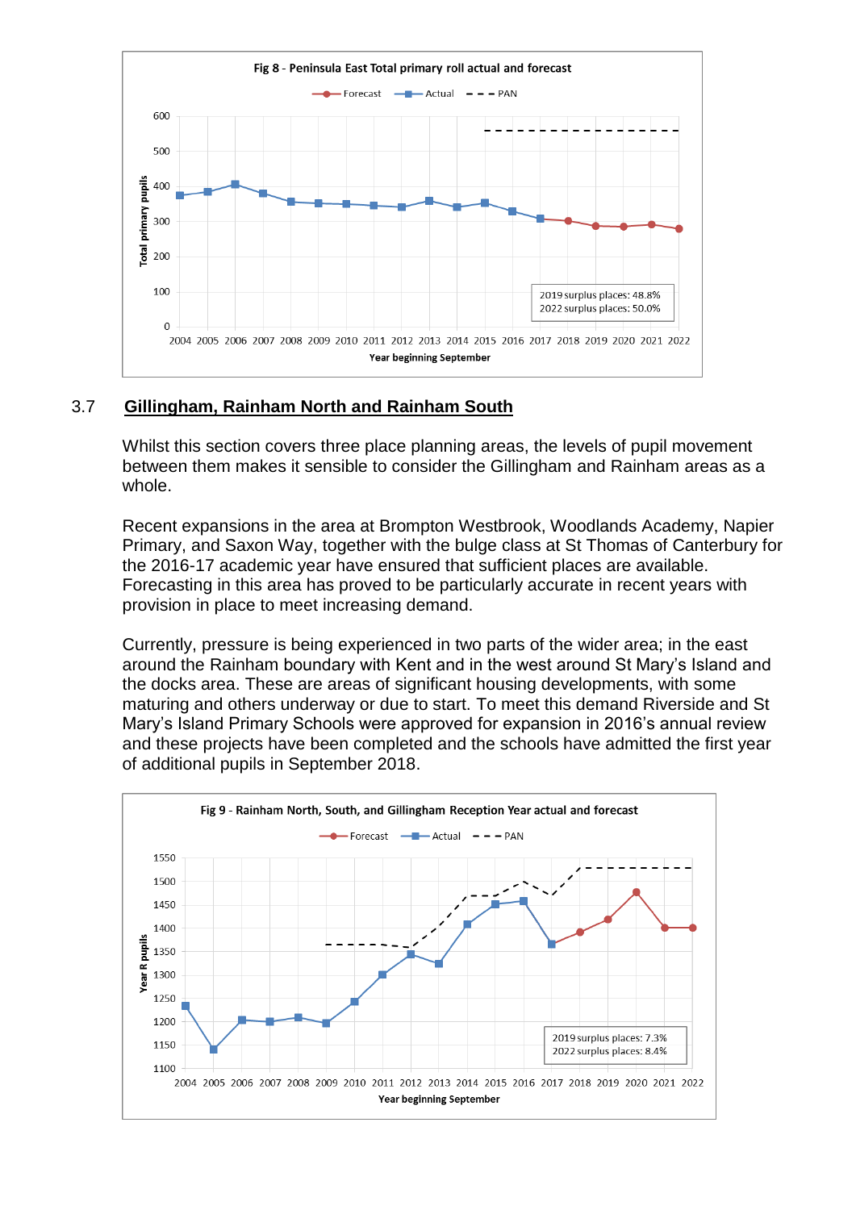**Fig 8 - Peninsula East Total primary roll actual and forecast**

2019 surplus places: 48.8%
2022 surplus places: 50.0%

## 3.7 Gillingham, Rainham North and Rainham South

Whilst this section covers three place planning areas, the levels of pupil movement between them makes it sensible to consider the Gillingham and Rainham areas as a whole.

Recent expansions in the area at Brompton Westbrook, Woodlands Academy, Napier Primary, and Saxon Way, together with the bulge class at St Thomas of Canterbury for the 2016-17 academic year have ensured that sufficient places are available. Forecasting in this area has proved to be particularly accurate in recent years with provision in place to meet increasing demand.

Currently, pressure is being experienced in two parts of the wider area; in the east around the Rainham boundary with Kent and in the west around St Mary's Island and the docks area. These are areas of significant housing developments, with some maturing and others underway or due to start. To meet this demand Riverside and St Mary's Island Primary Schools were approved for expansion in 2016's annual review and these projects have been completed and the schools have admitted the first year of additional pupils in September 2018.

**Fig 9 - Rainham North, South, and Gillingham Reception Year actual and forecast**

2019 surplus places: 7.3%
2022 surplus places: 8.4%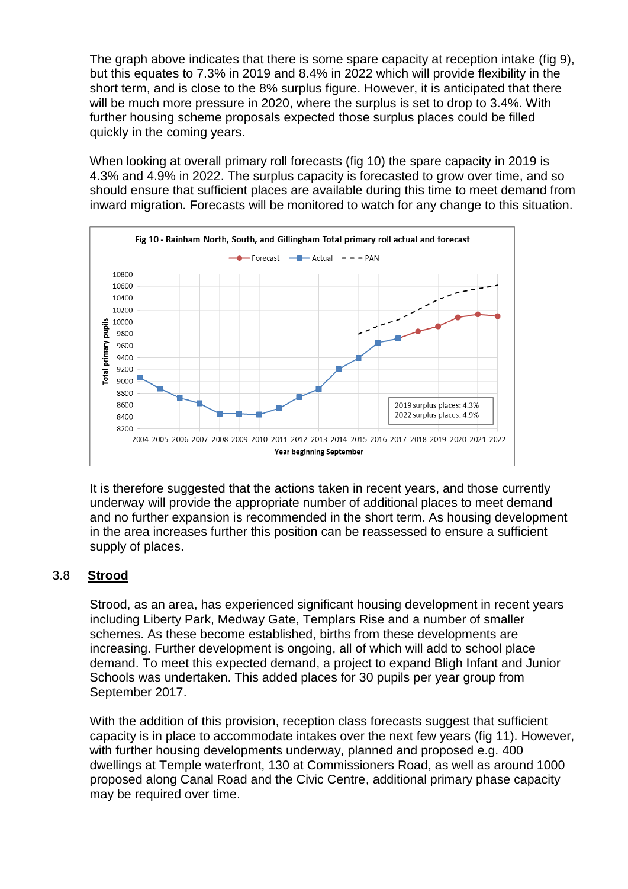The graph above indicates that there is some spare capacity at reception intake (fig 9), but this equates to 7.3% in 2019 and 8.4% in 2022 which will provide flexibility in the short term, and is close to the 8% surplus figure. However, it is anticipated that there will be much more pressure in 2020, where the surplus is set to drop to 3.4%. With further housing scheme proposals expected those surplus places could be filled quickly in the coming years.

When looking at overall primary roll forecasts (fig 10) the spare capacity in 2019 is 4.3% and 4.9% in 2022. The surplus capacity is forecasted to grow over time, and so should ensure that sufficient places are available during this time to meet demand from inward migration. Forecasts will be monitored to watch for any change to this situation.

**Fig 10 - Rainham North, South, and Gillingham Total primary roll actual and forecast**

2019 surplus places: 4.3%
2022 surplus places: 4.9%

It is therefore suggested that the actions taken in recent years, and those currently underway will provide the appropriate number of additional places to meet demand and no further expansion is recommended in the short term. As housing development in the area increases further this position can be reassessed to ensure a sufficient supply of places.

## 3.8 Strood

Strood, as an area, has experienced significant housing development in recent years including Liberty Park, Medway Gate, Templars Rise and a number of smaller schemes. As these become established, births from these developments are increasing. Further development is ongoing, all of which will add to school place demand. To meet this expected demand, a project to expand Bligh Infant and Junior Schools was undertaken. This added places for 30 pupils per year group from September 2017.

With the addition of this provision, reception class forecasts suggest that sufficient capacity is in place to accommodate intakes over the next few years (fig 11). However, with further housing developments underway, planned and proposed e.g. 400 dwellings at Temple waterfront, 130 at Commissioners Road, as well as around 1000 proposed along Canal Road and the Civic Centre, additional primary phase capacity may be required over time.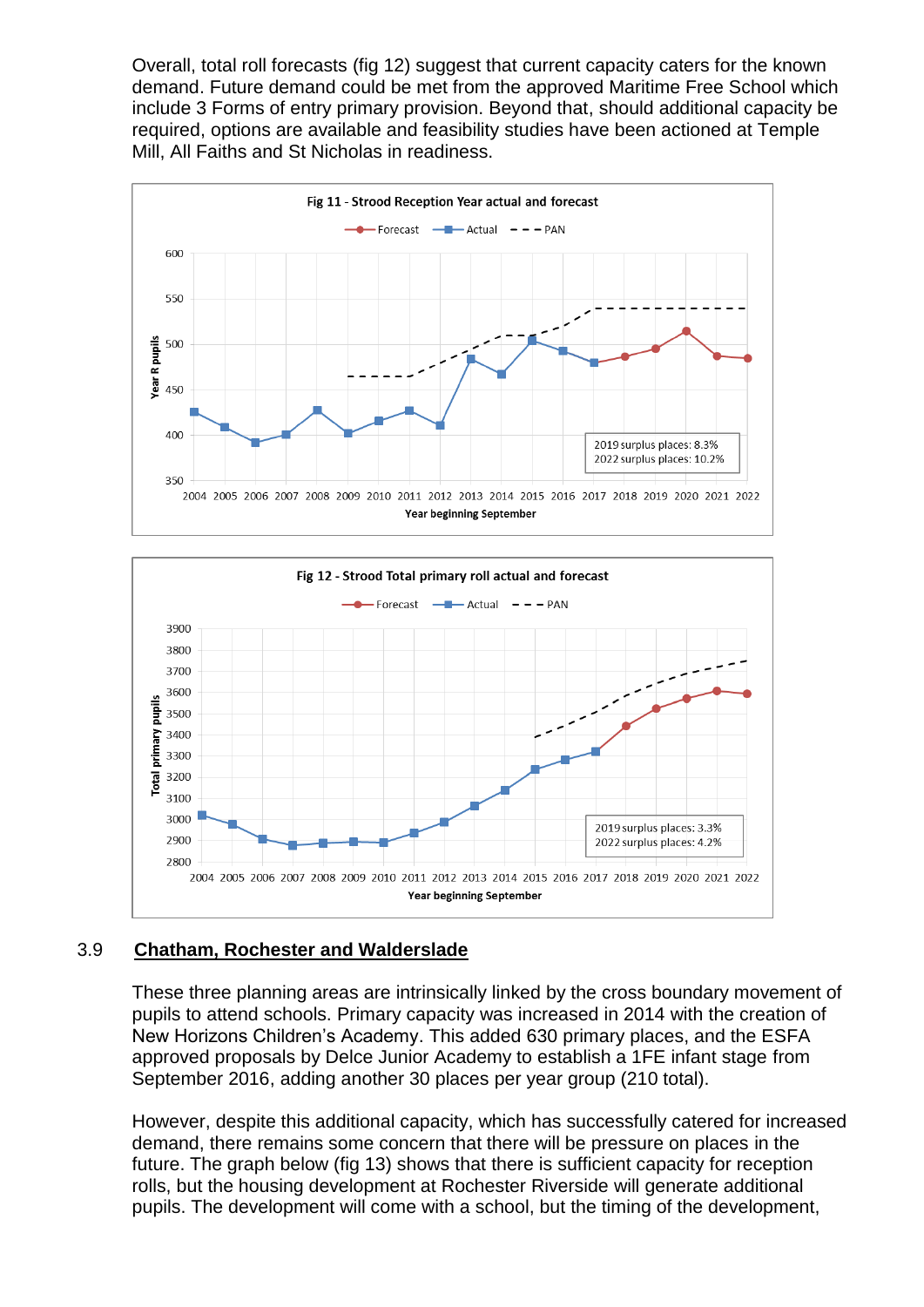Overall, total roll forecasts (fig 12) suggest that current capacity caters for the known demand. Future demand could be met from the approved Maritime Free School which include 3 Forms of entry primary provision. Beyond that, should additional capacity be required, options are available and feasibility studies have been actioned at Temple Mill, All Faiths and St Nicholas in readiness.

Fig 11 - Strood Reception Year actual and forecast

2019 surplus places: 8.3%
2022 surplus places: 10.2%

Fig 12 - Strood Total primary roll actual and forecast

2019 surplus places: 3.3%
2022 surplus places: 4.2%

## 3.9 Chatham, Rochester and Walderslade

These three planning areas are intrinsically linked by the cross boundary movement of pupils to attend schools. Primary capacity was increased in 2014 with the creation of New Horizons Children's Academy. This added 630 primary places, and the ESFA approved proposals by Delce Junior Academy to establish a 1FE infant stage from September 2016, adding another 30 places per year group (210 total).

However, despite this additional capacity, which has successfully catered for increased demand, there remains some concern that there will be pressure on places in the future. The graph below (fig 13) shows that there is sufficient capacity for reception rolls, but the housing development at Rochester Riverside will generate additional pupils. The development will come with a school, but the timing of the development,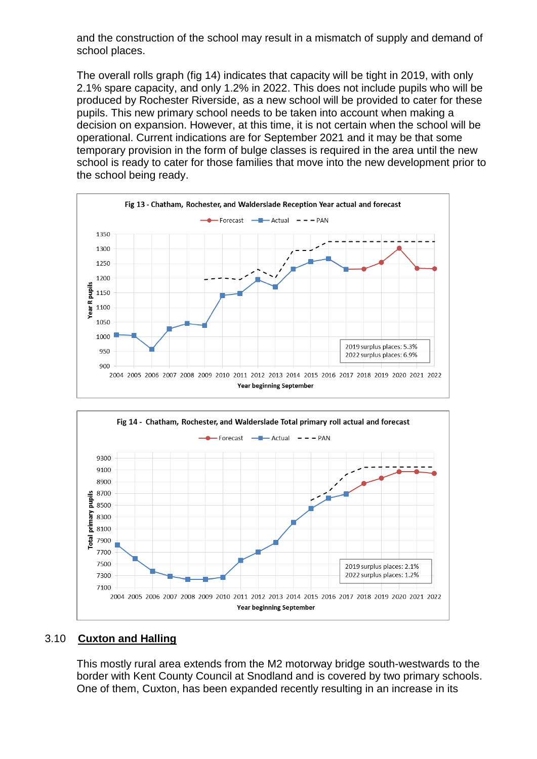and the construction of the school may result in a mismatch of supply and demand of school places.

The overall rolls graph (fig 14) indicates that capacity will be tight in 2019, with only 2.1% spare capacity, and only 1.2% in 2022. This does not include pupils who will be produced by Rochester Riverside, as a new school will be provided to cater for these pupils. This new primary school needs to be taken into account when making a decision on expansion. However, at this time, it is not certain when the school will be operational. Current indications are for September 2021 and it may be that some temporary provision in the form of bulge classes is required in the area until the new school is ready to cater for those families that move into the new development prior to the school being ready.

**Fig 13 - Chatham, Rochester, and Walderslade Reception Year actual and forecast**

Legend: Forecast, Actual, PAN

2019 surplus places: 5.3%
2022 surplus places: 6.9%

Y-axis: Year R pupils; X-axis: Year beginning September (2004–2022)

**Fig 14 - Chatham, Rochester, and Walderslade Total primary roll actual and forecast**

Legend: Forecast, Actual, PAN

2019 surplus places: 2.1%
2022 surplus places: 1.2%

Y-axis: Total primary pupils; X-axis: Year beginning September (2004–2022)

## 3.10 Cuxton and Halling

This mostly rural area extends from the M2 motorway bridge south-westwards to the border with Kent County Council at Snodland and is covered by two primary schools. One of them, Cuxton, has been expanded recently resulting in an increase in its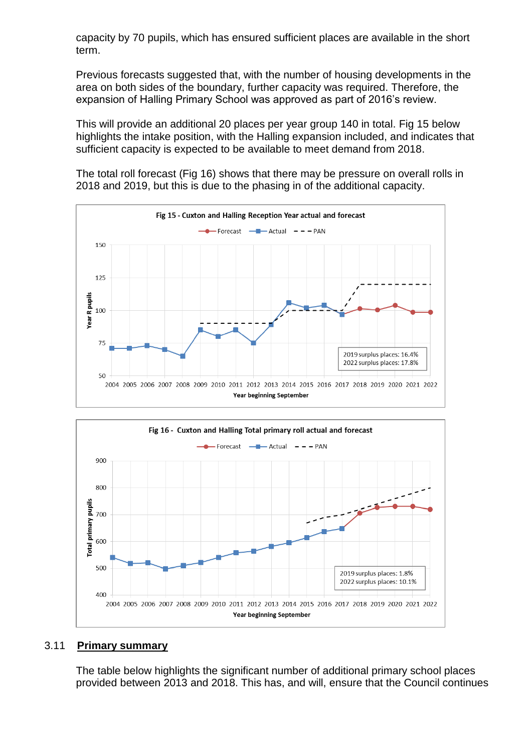capacity by 70 pupils, which has ensured sufficient places are available in the short term.

Previous forecasts suggested that, with the number of housing developments in the area on both sides of the boundary, further capacity was required. Therefore, the expansion of Halling Primary School was approved as part of 2016's review.

This will provide an additional 20 places per year group 140 in total. Fig 15 below highlights the intake position, with the Halling expansion included, and indicates that sufficient capacity is expected to be available to meet demand from 2018.

The total roll forecast (Fig 16) shows that there may be pressure on overall rolls in 2018 and 2019, but this is due to the phasing in of the additional capacity.

**Fig 15 - Cuxton and Halling Reception Year actual and forecast**

Forecast — Actual — PAN

2019 surplus places: 16.4%
2022 surplus places: 17.8%

Year R pupils / Year beginning September

**Fig 16 - Cuxton and Halling Total primary roll actual and forecast**

Forecast — Actual — PAN

2019 surplus places: 1.8%
2022 surplus places: 10.1%

Total primary pupils / Year beginning September

## 3.11 Primary summary

The table below highlights the significant number of additional primary school places provided between 2013 and 2018. This has, and will, ensure that the Council continues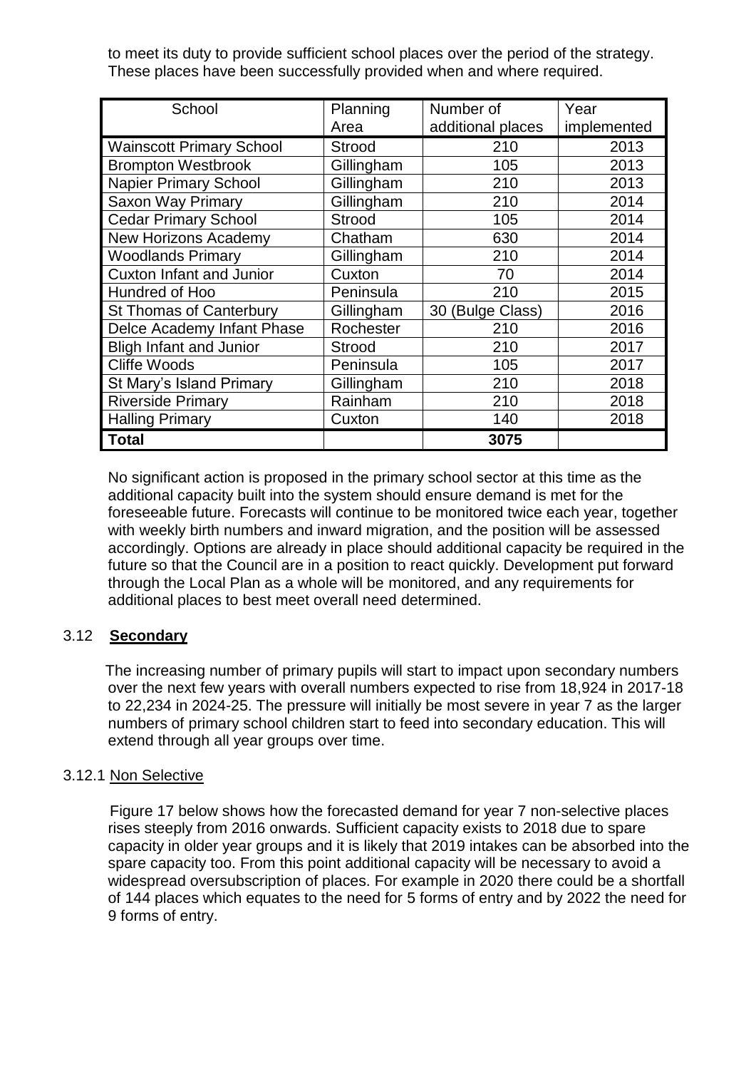to meet its duty to provide sufficient school places over the period of the strategy. These places have been successfully provided when and where required.

| School | Planning Area | Number of additional places | Year implemented |
|---|---|---|---|
| Wainscott Primary School | Strood | 210 | 2013 |
| Brompton Westbrook | Gillingham | 105 | 2013 |
| Napier Primary School | Gillingham | 210 | 2013 |
| Saxon Way Primary | Gillingham | 210 | 2014 |
| Cedar Primary School | Strood | 105 | 2014 |
| New Horizons Academy | Chatham | 630 | 2014 |
| Woodlands Primary | Gillingham | 210 | 2014 |
| Cuxton Infant and Junior | Cuxton | 70 | 2014 |
| Hundred of Hoo | Peninsula | 210 | 2015 |
| St Thomas of Canterbury | Gillingham | 30 (Bulge Class) | 2016 |
| Delce Academy Infant Phase | Rochester | 210 | 2016 |
| Bligh Infant and Junior | Strood | 210 | 2017 |
| Cliffe Woods | Peninsula | 105 | 2017 |
| St Mary's Island Primary | Gillingham | 210 | 2018 |
| Riverside Primary | Rainham | 210 | 2018 |
| Halling Primary | Cuxton | 140 | 2018 |
| **Total** | | **3075** | |

No significant action is proposed in the primary school sector at this time as the additional capacity built into the system should ensure demand is met for the foreseeable future. Forecasts will continue to be monitored twice each year, together with weekly birth numbers and inward migration, and the position will be assessed accordingly. Options are already in place should additional capacity be required in the future so that the Council are in a position to react quickly. Development put forward through the Local Plan as a whole will be monitored, and any requirements for additional places to best meet overall need determined.

### 3.12 **Secondary**

The increasing number of primary pupils will start to impact upon secondary numbers over the next few years with overall numbers expected to rise from 18,924 in 2017-18 to 22,234 in 2024-25. The pressure will initially be most severe in year 7 as the larger numbers of primary school children start to feed into secondary education. This will extend through all year groups over time.

#### 3.12.1 Non Selective

Figure 17 below shows how the forecasted demand for year 7 non-selective places rises steeply from 2016 onwards. Sufficient capacity exists to 2018 due to spare capacity in older year groups and it is likely that 2019 intakes can be absorbed into the spare capacity too. From this point additional capacity will be necessary to avoid a widespread oversubscription of places. For example in 2020 there could be a shortfall of 144 places which equates to the need for 5 forms of entry and by 2022 the need for 9 forms of entry.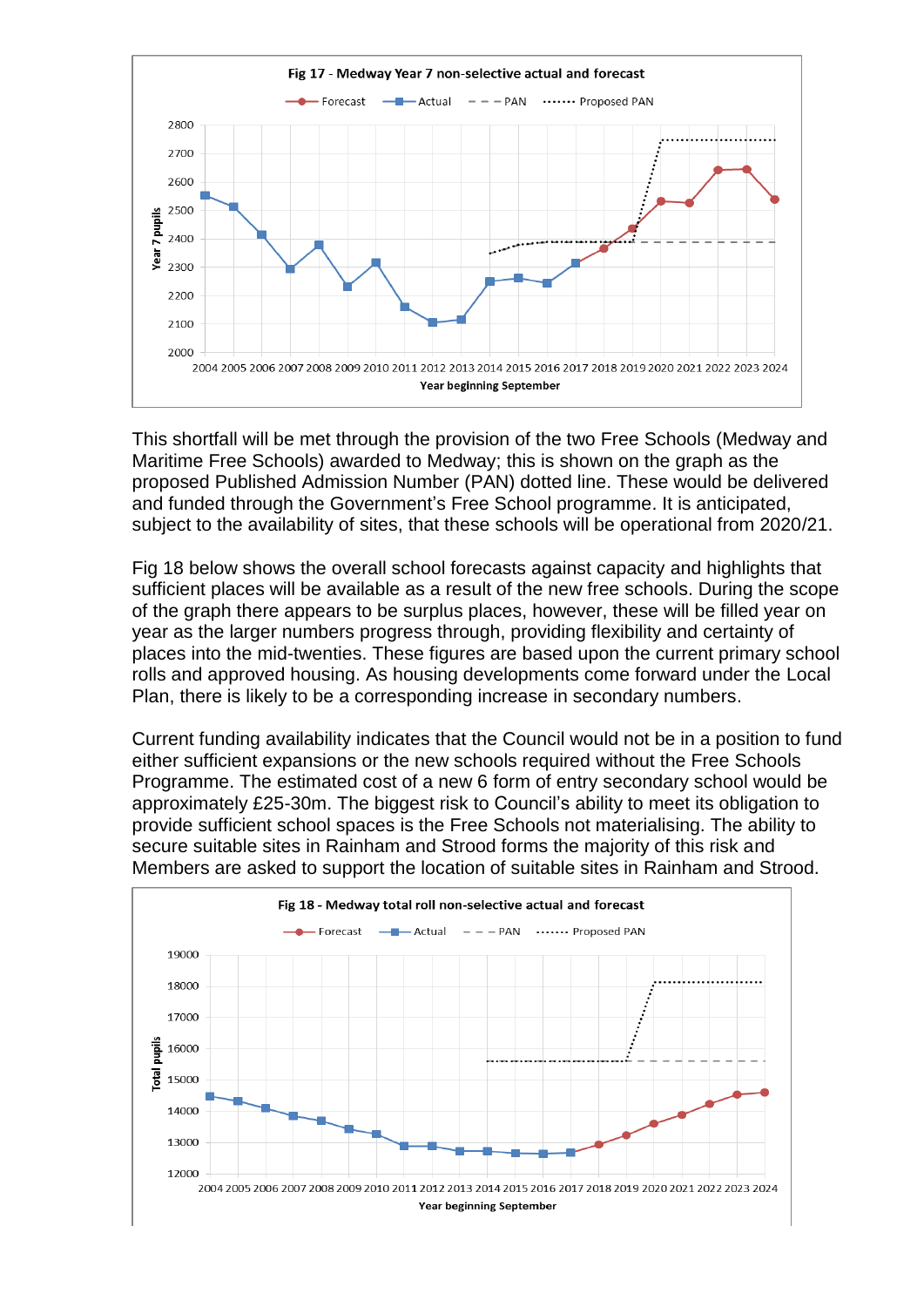Fig 17 - Medway Year 7 non-selective actual and forecast

This shortfall will be met through the provision of the two Free Schools (Medway and Maritime Free Schools) awarded to Medway; this is shown on the graph as the proposed Published Admission Number (PAN) dotted line. These would be delivered and funded through the Government's Free School programme. It is anticipated, subject to the availability of sites, that these schools will be operational from 2020/21.

Fig 18 below shows the overall school forecasts against capacity and highlights that sufficient places will be available as a result of the new free schools. During the scope of the graph there appears to be surplus places, however, these will be filled year on year as the larger numbers progress through, providing flexibility and certainty of places into the mid-twenties. These figures are based upon the current primary school rolls and approved housing. As housing developments come forward under the Local Plan, there is likely to be a corresponding increase in secondary numbers.

Current funding availability indicates that the Council would not be in a position to fund either sufficient expansions or the new schools required without the Free Schools Programme. The estimated cost of a new 6 form of entry secondary school would be approximately £25-30m. The biggest risk to Council's ability to meet its obligation to provide sufficient school spaces is the Free Schools not materialising. The ability to secure suitable sites in Rainham and Strood forms the majority of this risk and Members are asked to support the location of suitable sites in Rainham and Strood.

Fig 18 - Medway total roll non-selective actual and forecast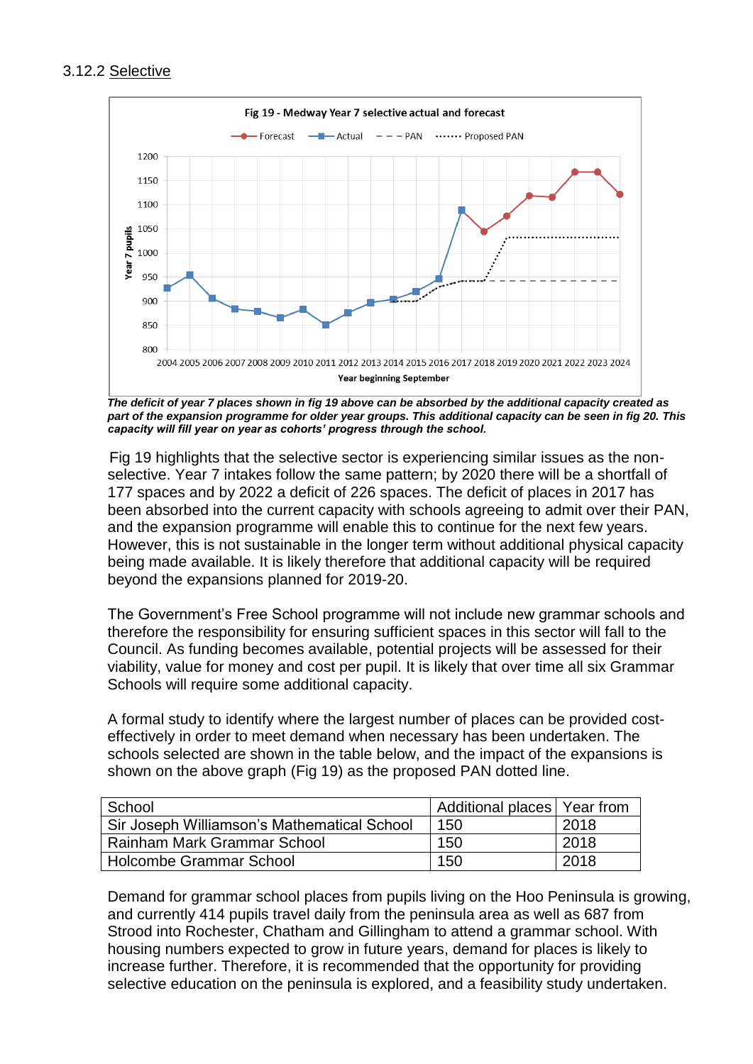3.12.2 Selective

Fig 19 - Medway Year 7 selective actual and forecast

*The deficit of year 7 places shown in fig 19 above can be absorbed by the additional capacity created as part of the expansion programme for older year groups. This additional capacity can be seen in fig 20. This capacity will fill year on year as cohorts' progress through the school.*

Fig 19 highlights that the selective sector is experiencing similar issues as the non-selective. Year 7 intakes follow the same pattern; by 2020 there will be a shortfall of 177 spaces and by 2022 a deficit of 226 spaces. The deficit of places in 2017 has been absorbed into the current capacity with schools agreeing to admit over their PAN, and the expansion programme will enable this to continue for the next few years. However, this is not sustainable in the longer term without additional physical capacity being made available. It is likely therefore that additional capacity will be required beyond the expansions planned for 2019-20.

The Government's Free School programme will not include new grammar schools and therefore the responsibility for ensuring sufficient spaces in this sector will fall to the Council. As funding becomes available, potential projects will be assessed for their viability, value for money and cost per pupil. It is likely that over time all six Grammar Schools will require some additional capacity.

A formal study to identify where the largest number of places can be provided cost-effectively in order to meet demand when necessary has been undertaken. The schools selected are shown in the table below, and the impact of the expansions is shown on the above graph (Fig 19) as the proposed PAN dotted line.

| School | Additional places | Year from |
|---|---|---|
| Sir Joseph Williamson's Mathematical School | 150 | 2018 |
| Rainham Mark Grammar School | 150 | 2018 |
| Holcombe Grammar School | 150 | 2018 |

Demand for grammar school places from pupils living on the Hoo Peninsula is growing, and currently 414 pupils travel daily from the peninsula area as well as 687 from Strood into Rochester, Chatham and Gillingham to attend a grammar school. With housing numbers expected to grow in future years, demand for places is likely to increase further. Therefore, it is recommended that the opportunity for providing selective education on the peninsula is explored, and a feasibility study undertaken.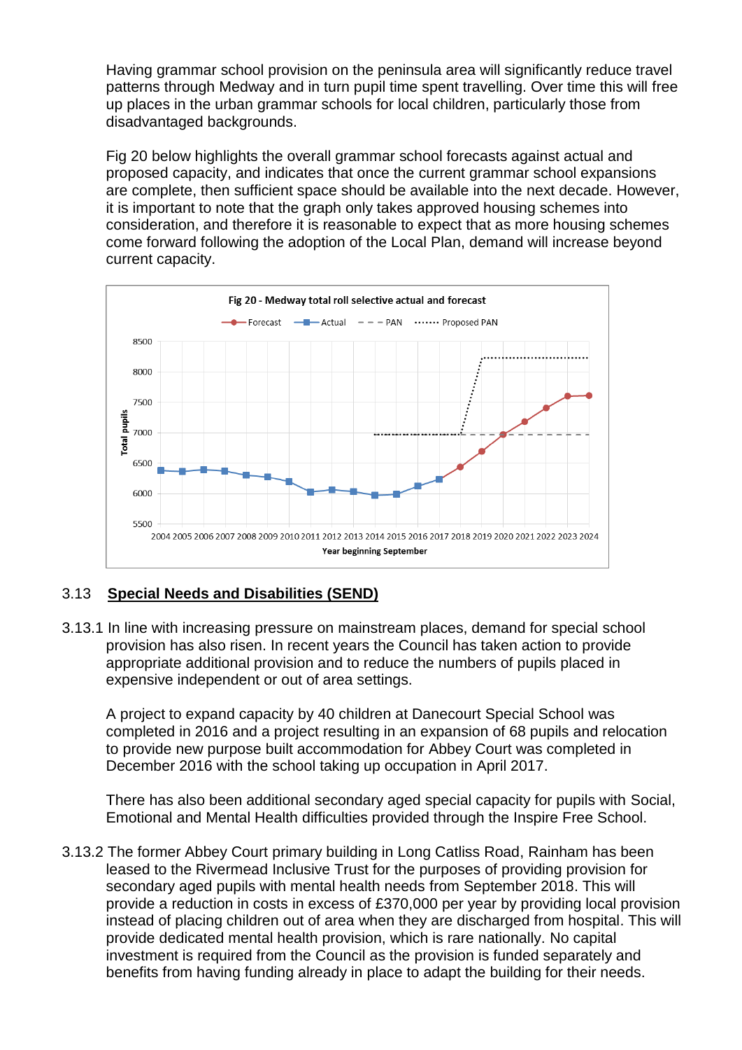Having grammar school provision on the peninsula area will significantly reduce travel patterns through Medway and in turn pupil time spent travelling. Over time this will free up places in the urban grammar schools for local children, particularly those from disadvantaged backgrounds.

Fig 20 below highlights the overall grammar school forecasts against actual and proposed capacity, and indicates that once the current grammar school expansions are complete, then sufficient space should be available into the next decade. However, it is important to note that the graph only takes approved housing schemes into consideration, and therefore it is reasonable to expect that as more housing schemes come forward following the adoption of the Local Plan, demand will increase beyond current capacity.

Fig 20 - Medway total roll selective actual and forecast

## 3.13 **Special Needs and Disabilities (SEND)**

3.13.1 In line with increasing pressure on mainstream places, demand for special school provision has also risen. In recent years the Council has taken action to provide appropriate additional provision and to reduce the numbers of pupils placed in expensive independent or out of area settings.

A project to expand capacity by 40 children at Danecourt Special School was completed in 2016 and a project resulting in an expansion of 68 pupils and relocation to provide new purpose built accommodation for Abbey Court was completed in December 2016 with the school taking up occupation in April 2017.

There has also been additional secondary aged special capacity for pupils with Social, Emotional and Mental Health difficulties provided through the Inspire Free School.

3.13.2 The former Abbey Court primary building in Long Catliss Road, Rainham has been leased to the Rivermead Inclusive Trust for the purposes of providing provision for secondary aged pupils with mental health needs from September 2018. This will provide a reduction in costs in excess of £370,000 per year by providing local provision instead of placing children out of area when they are discharged from hospital. This will provide dedicated mental health provision, which is rare nationally. No capital investment is required from the Council as the provision is funded separately and benefits from having funding already in place to adapt the building for their needs.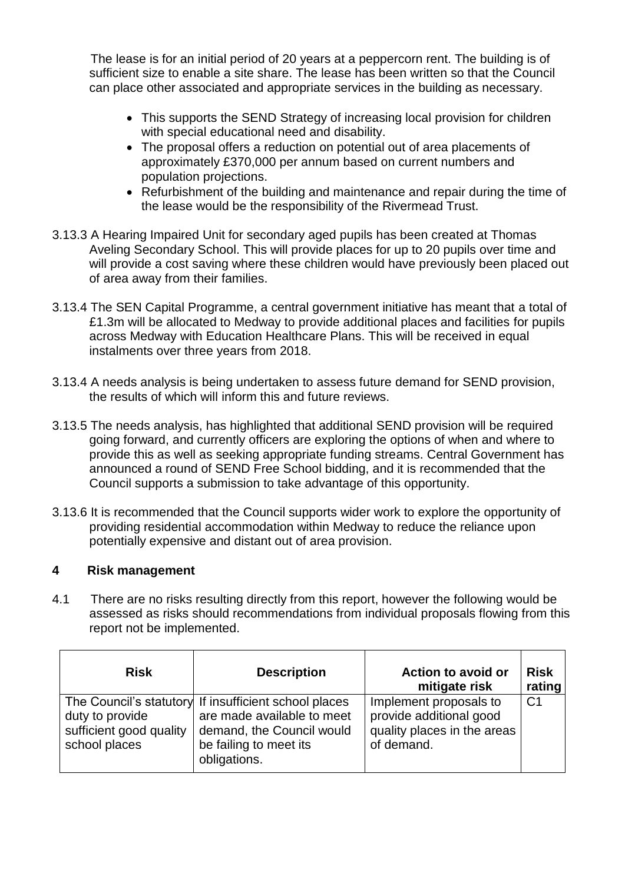The lease is for an initial period of 20 years at a peppercorn rent. The building is of sufficient size to enable a site share. The lease has been written so that the Council can place other associated and appropriate services in the building as necessary.

- This supports the SEND Strategy of increasing local provision for children with special educational need and disability.
- The proposal offers a reduction on potential out of area placements of approximately £370,000 per annum based on current numbers and population projections.
- Refurbishment of the building and maintenance and repair during the time of the lease would be the responsibility of the Rivermead Trust.

3.13.3 A Hearing Impaired Unit for secondary aged pupils has been created at Thomas Aveling Secondary School. This will provide places for up to 20 pupils over time and will provide a cost saving where these children would have previously been placed out of area away from their families.

3.13.4 The SEN Capital Programme, a central government initiative has meant that a total of £1.3m will be allocated to Medway to provide additional places and facilities for pupils across Medway with Education Healthcare Plans. This will be received in equal instalments over three years from 2018.

3.13.4 A needs analysis is being undertaken to assess future demand for SEND provision, the results of which will inform this and future reviews.

3.13.5 The needs analysis, has highlighted that additional SEND provision will be required going forward, and currently officers are exploring the options of when and where to provide this as well as seeking appropriate funding streams. Central Government has announced a round of SEND Free School bidding, and it is recommended that the Council supports a submission to take advantage of this opportunity.

3.13.6 It is recommended that the Council supports wider work to explore the opportunity of providing residential accommodation within Medway to reduce the reliance upon potentially expensive and distant out of area provision.

## 4 Risk management

4.1 There are no risks resulting directly from this report, however the following would be assessed as risks should recommendations from individual proposals flowing from this report not be implemented.

| Risk | Description | Action to avoid or mitigate risk | Risk rating |
|---|---|---|---|
| The Council's statutory duty to provide sufficient good quality school places | If insufficient school places are made available to meet demand, the Council would be failing to meet its obligations. | Implement proposals to provide additional good quality places in the areas of demand. | C1 |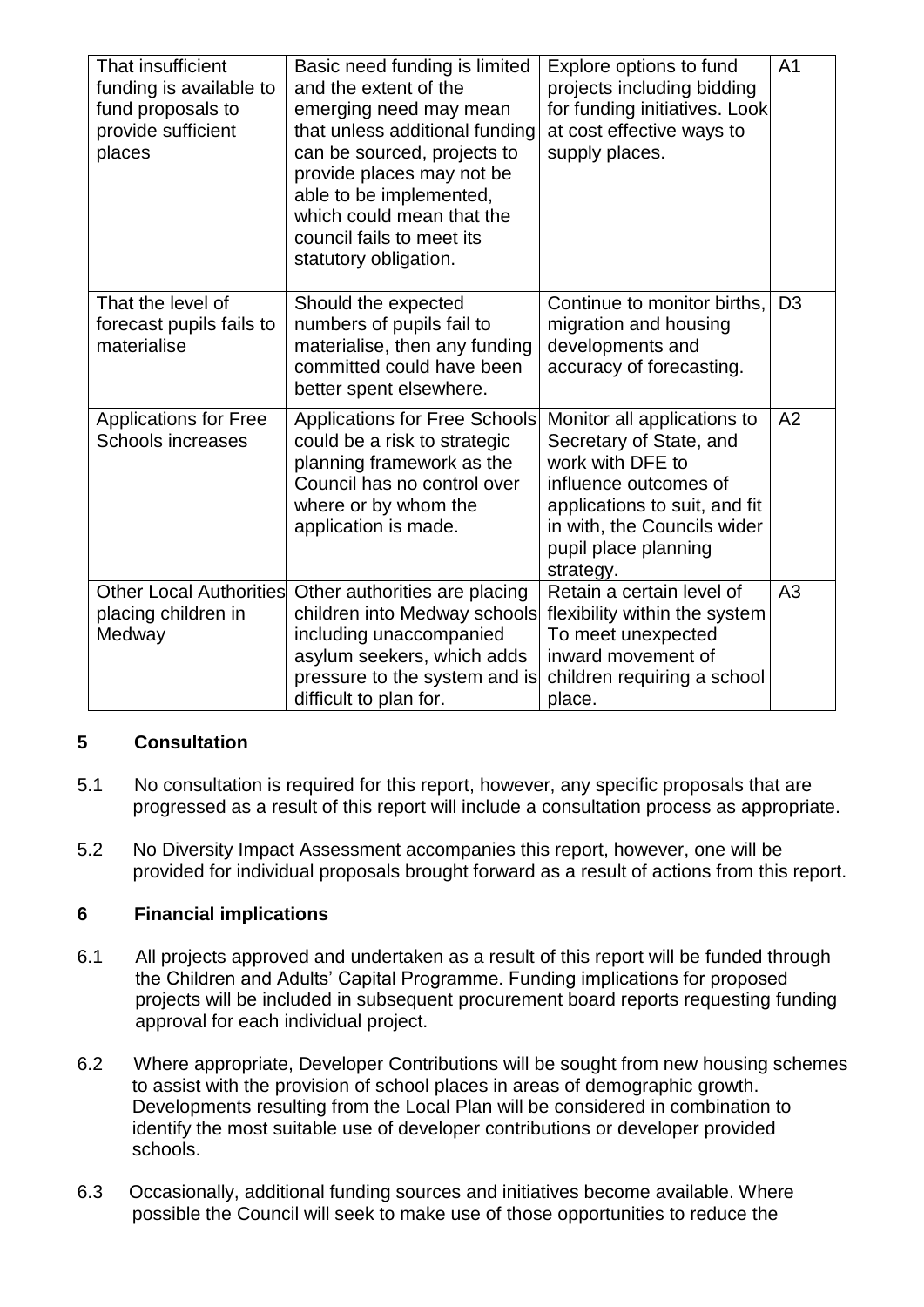| That insufficient funding is available to fund proposals to provide sufficient places | Basic need funding is limited and the extent of the emerging need may mean that unless additional funding can be sourced, projects to provide places may not be able to be implemented, which could mean that the council fails to meet its statutory obligation. | Explore options to fund projects including bidding for funding initiatives. Look at cost effective ways to supply places. | A1 |
|---|---|---|---|
| That the level of forecast pupils fails to materialise | Should the expected numbers of pupils fail to materialise, then any funding committed could have been better spent elsewhere. | Continue to monitor births, migration and housing developments and accuracy of forecasting. | D3 |
| Applications for Free Schools increases | Applications for Free Schools could be a risk to strategic planning framework as the Council has no control over where or by whom the application is made. | Monitor all applications to Secretary of State, and work with DFE to influence outcomes of applications to suit, and fit in with, the Councils wider pupil place planning strategy. | A2 |
| Other Local Authorities placing children in Medway | Other authorities are placing children into Medway schools including unaccompanied asylum seekers, which adds pressure to the system and is difficult to plan for. | Retain a certain level of flexibility within the system To meet unexpected inward movement of children requiring a school place. | A3 |

## 5 Consultation

5.1 No consultation is required for this report, however, any specific proposals that are progressed as a result of this report will include a consultation process as appropriate.

5.2 No Diversity Impact Assessment accompanies this report, however, one will be provided for individual proposals brought forward as a result of actions from this report.

## 6 Financial implications

6.1 All projects approved and undertaken as a result of this report will be funded through the Children and Adults' Capital Programme. Funding implications for proposed projects will be included in subsequent procurement board reports requesting funding approval for each individual project.

6.2 Where appropriate, Developer Contributions will be sought from new housing schemes to assist with the provision of school places in areas of demographic growth. Developments resulting from the Local Plan will be considered in combination to identify the most suitable use of developer contributions or developer provided schools.

6.3 Occasionally, additional funding sources and initiatives become available. Where possible the Council will seek to make use of those opportunities to reduce the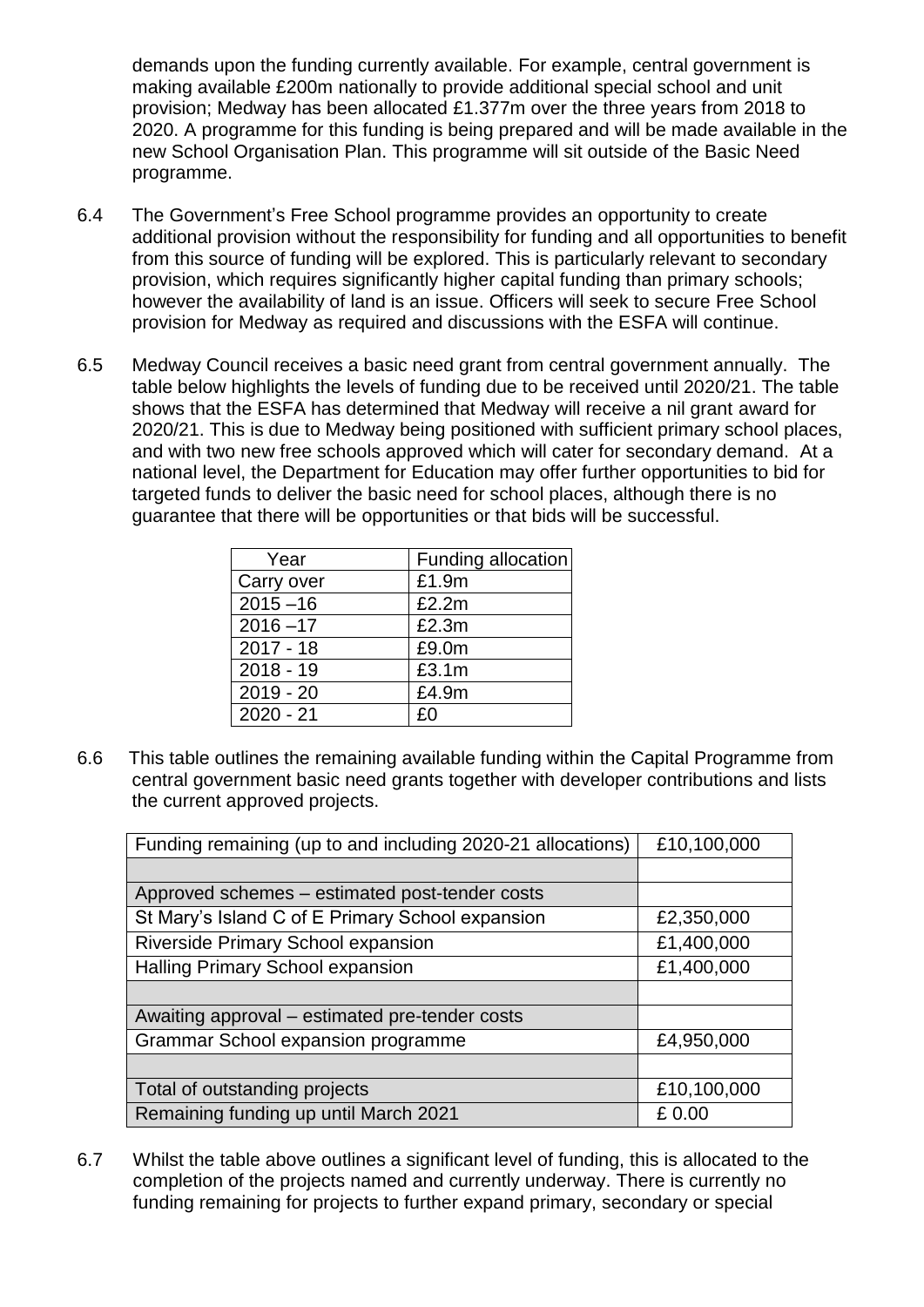demands upon the funding currently available. For example, central government is making available £200m nationally to provide additional special school and unit provision; Medway has been allocated £1.377m over the three years from 2018 to 2020. A programme for this funding is being prepared and will be made available in the new School Organisation Plan. This programme will sit outside of the Basic Need programme.

6.4 The Government's Free School programme provides an opportunity to create additional provision without the responsibility for funding and all opportunities to benefit from this source of funding will be explored. This is particularly relevant to secondary provision, which requires significantly higher capital funding than primary schools; however the availability of land is an issue. Officers will seek to secure Free School provision for Medway as required and discussions with the ESFA will continue.

6.5 Medway Council receives a basic need grant from central government annually. The table below highlights the levels of funding due to be received until 2020/21. The table shows that the ESFA has determined that Medway will receive a nil grant award for 2020/21. This is due to Medway being positioned with sufficient primary school places, and with two new free schools approved which will cater for secondary demand. At a national level, the Department for Education may offer further opportunities to bid for targeted funds to deliver the basic need for school places, although there is no guarantee that there will be opportunities or that bids will be successful.

| Year | Funding allocation |
|---|---|
| Carry over | £1.9m |
| 2015 –16 | £2.2m |
| 2016 –17 | £2.3m |
| 2017 - 18 | £9.0m |
| 2018 - 19 | £3.1m |
| 2019 - 20 | £4.9m |
| 2020 - 21 | £0 |

6.6 This table outlines the remaining available funding within the Capital Programme from central government basic need grants together with developer contributions and lists the current approved projects.

| Funding remaining (up to and including 2020-21 allocations) | £10,100,000 |
|---|---|
| | |
| Approved schemes – estimated post-tender costs | |
| St Mary's Island C of E Primary School expansion | £2,350,000 |
| Riverside Primary School expansion | £1,400,000 |
| Halling Primary School expansion | £1,400,000 |
| | |
| Awaiting approval – estimated pre-tender costs | |
| Grammar School expansion programme | £4,950,000 |
| | |
| Total of outstanding projects | £10,100,000 |
| Remaining funding up until March 2021 | £ 0.00 |

6.7 Whilst the table above outlines a significant level of funding, this is allocated to the completion of the projects named and currently underway. There is currently no funding remaining for projects to further expand primary, secondary or special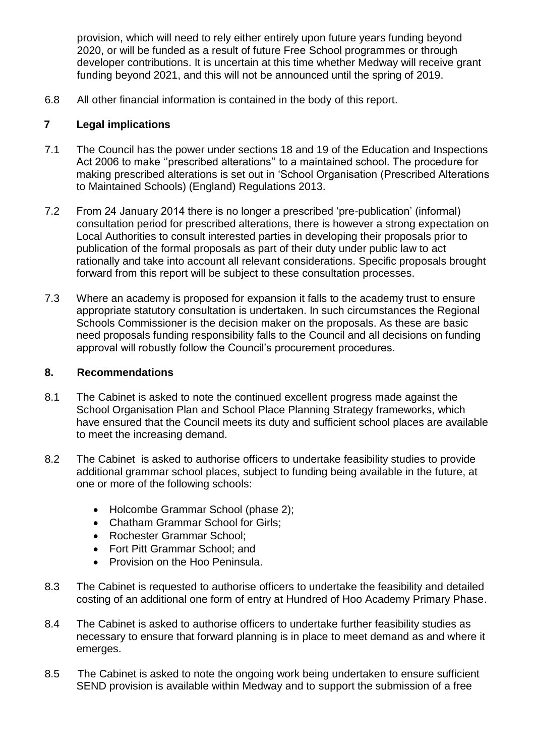provision, which will need to rely either entirely upon future years funding beyond 2020, or will be funded as a result of future Free School programmes or through developer contributions. It is uncertain at this time whether Medway will receive grant funding beyond 2021, and this will not be announced until the spring of 2019.

6.8 All other financial information is contained in the body of this report.

## 7 Legal implications

7.1 The Council has the power under sections 18 and 19 of the Education and Inspections Act 2006 to make ''prescribed alterations'' to a maintained school. The procedure for making prescribed alterations is set out in 'School Organisation (Prescribed Alterations to Maintained Schools) (England) Regulations 2013.

7.2 From 24 January 2014 there is no longer a prescribed 'pre-publication' (informal) consultation period for prescribed alterations, there is however a strong expectation on Local Authorities to consult interested parties in developing their proposals prior to publication of the formal proposals as part of their duty under public law to act rationally and take into account all relevant considerations. Specific proposals brought forward from this report will be subject to these consultation processes.

7.3 Where an academy is proposed for expansion it falls to the academy trust to ensure appropriate statutory consultation is undertaken. In such circumstances the Regional Schools Commissioner is the decision maker on the proposals. As these are basic need proposals funding responsibility falls to the Council and all decisions on funding approval will robustly follow the Council's procurement procedures.

## 8. Recommendations

8.1 The Cabinet is asked to note the continued excellent progress made against the School Organisation Plan and School Place Planning Strategy frameworks, which have ensured that the Council meets its duty and sufficient school places are available to meet the increasing demand.

8.2 The Cabinet is asked to authorise officers to undertake feasibility studies to provide additional grammar school places, subject to funding being available in the future, at one or more of the following schools:

- Holcombe Grammar School (phase 2);
- Chatham Grammar School for Girls;
- Rochester Grammar School;
- Fort Pitt Grammar School; and
- Provision on the Hoo Peninsula.

8.3 The Cabinet is requested to authorise officers to undertake the feasibility and detailed costing of an additional one form of entry at Hundred of Hoo Academy Primary Phase.

8.4 The Cabinet is asked to authorise officers to undertake further feasibility studies as necessary to ensure that forward planning is in place to meet demand as and where it emerges.

8.5 The Cabinet is asked to note the ongoing work being undertaken to ensure sufficient SEND provision is available within Medway and to support the submission of a free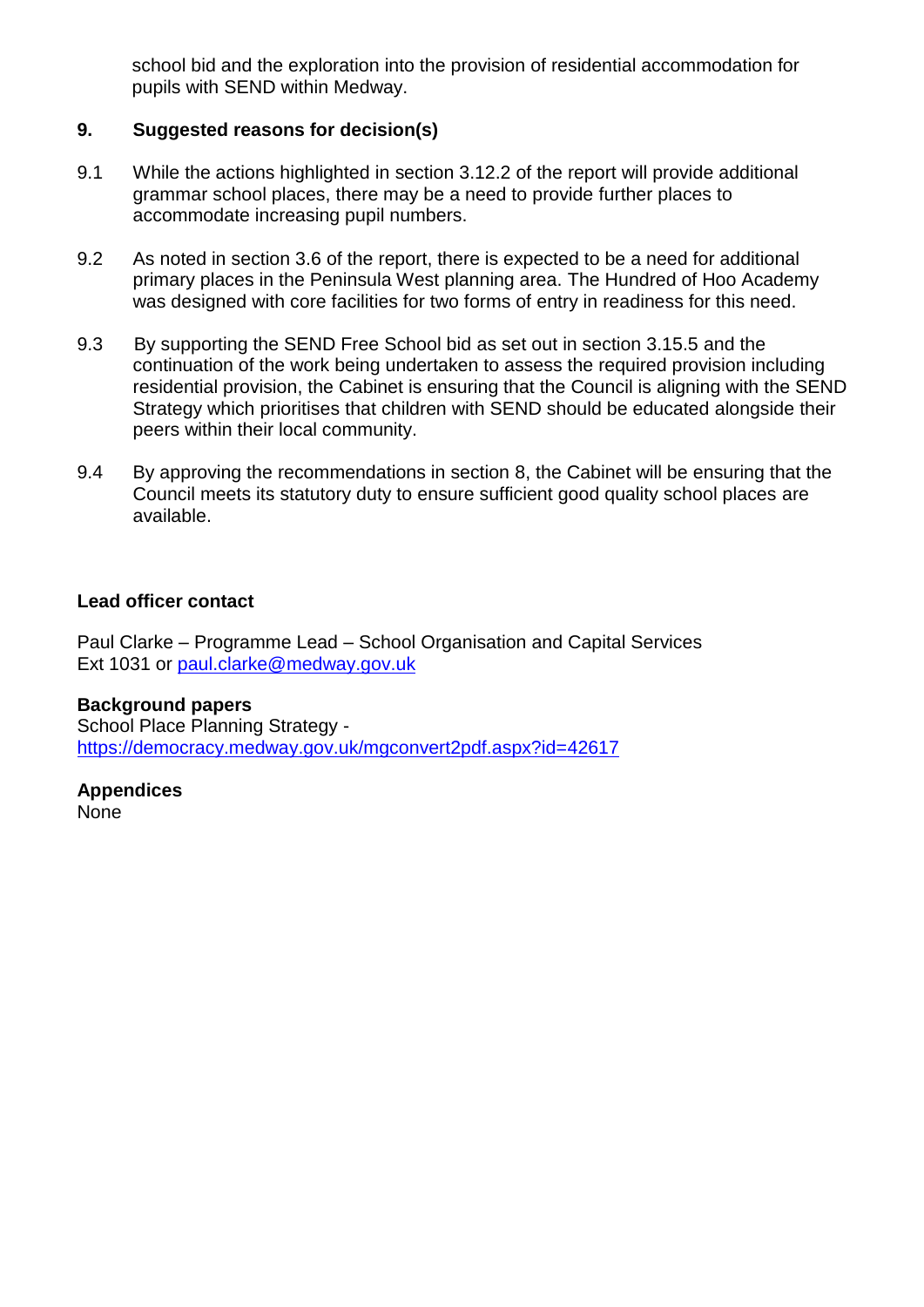school bid and the exploration into the provision of residential accommodation for pupils with SEND within Medway.

## 9. Suggested reasons for decision(s)

9.1 While the actions highlighted in section 3.12.2 of the report will provide additional grammar school places, there may be a need to provide further places to accommodate increasing pupil numbers.

9.2 As noted in section 3.6 of the report, there is expected to be a need for additional primary places in the Peninsula West planning area. The Hundred of Hoo Academy was designed with core facilities for two forms of entry in readiness for this need.

9.3 By supporting the SEND Free School bid as set out in section 3.15.5 and the continuation of the work being undertaken to assess the required provision including residential provision, the Cabinet is ensuring that the Council is aligning with the SEND Strategy which prioritises that children with SEND should be educated alongside their peers within their local community.

9.4 By approving the recommendations in section 8, the Cabinet will be ensuring that the Council meets its statutory duty to ensure sufficient good quality school places are available.

**Lead officer contact**

Paul Clarke – Programme Lead – School Organisation and Capital Services
Ext 1031 or paul.clarke@medway.gov.uk

**Background papers**
School Place Planning Strategy -
https://democracy.medway.gov.uk/mgconvert2pdf.aspx?id=42617

**Appendices**
None